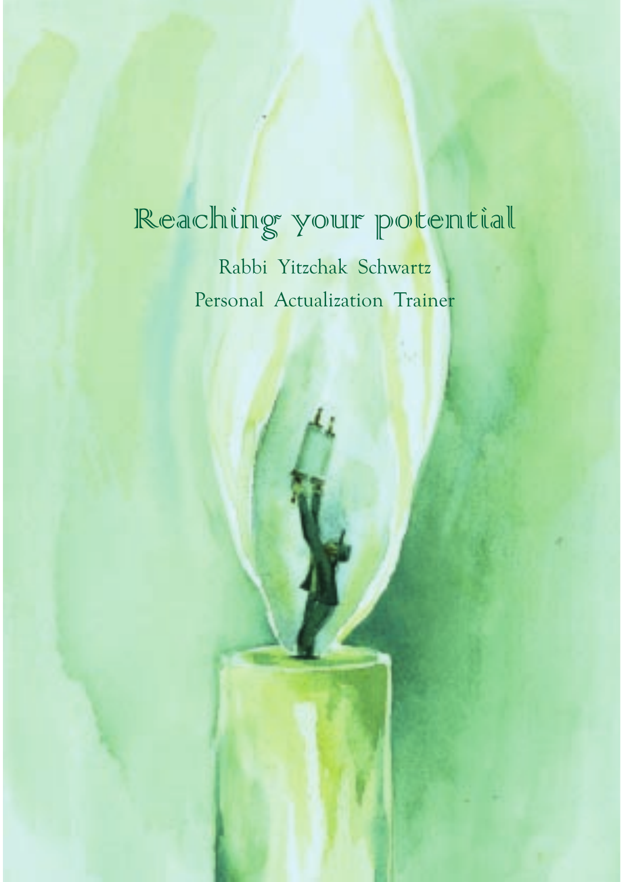# Reaching your potential

Rabbi Yitzchak Schwartz

Personal Actualization Trainer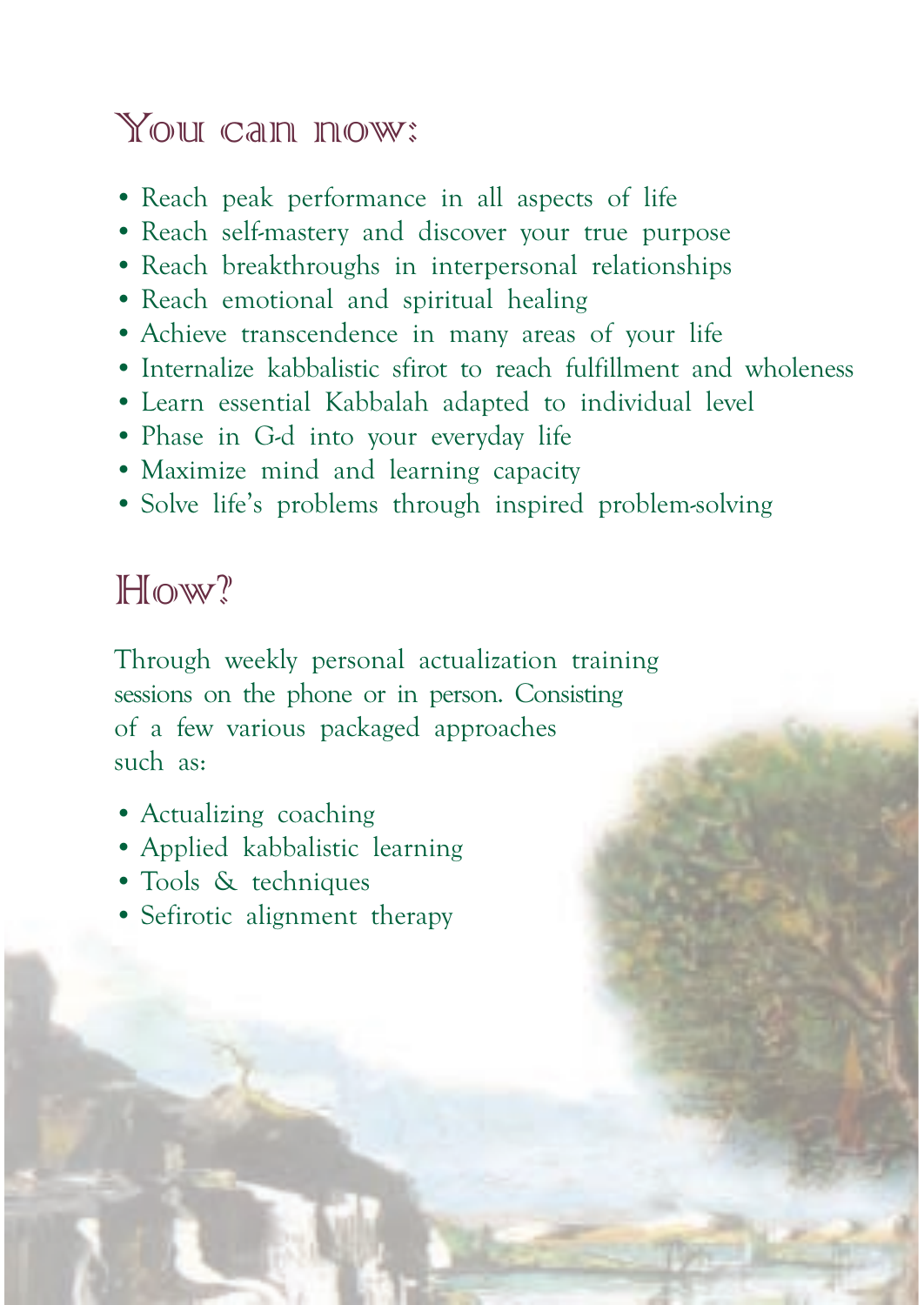## You can now:

- Reach peak performance in all aspects of life
- Reach self-mastery and discover your true purpose
- Reach breakthroughs in interpersonal relationships
- Reach emotional and spiritual healing
- Achieve transcendence in many areas of your life
- Internalize kabbalistic sfirot to reach fulfillment and wholeness
- Learn essential Kabbalah adapted to individual level
- Phase in G-d into your everyday life
- Maximize mind and learning capacity
- Solve life's problems through inspired problem-solving

## How?

Through weekly personal actualization training sessions on the phone or in person. Consisting of a few various packaged approaches such as:

- Actualizing coaching
- Applied kabbalistic learning
- Tools & techniques
- Sefirotic alignment therapy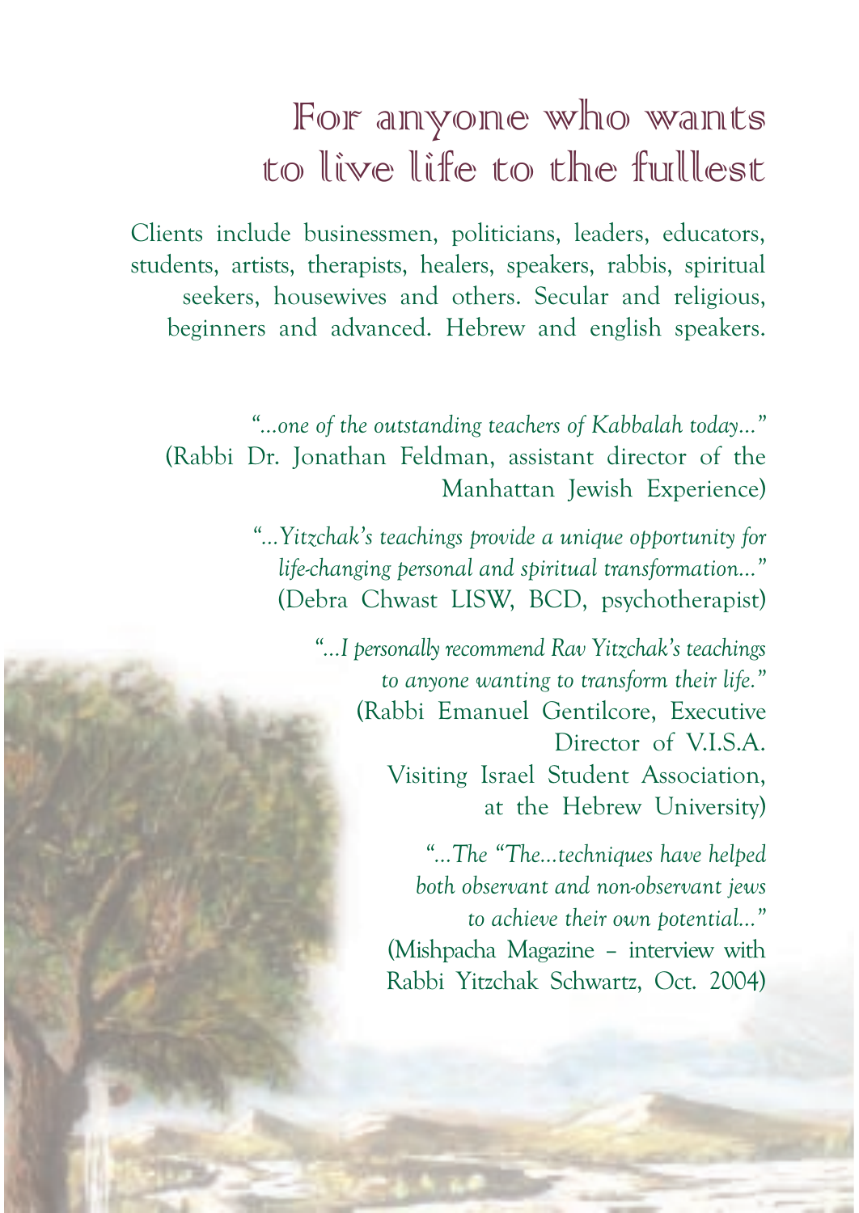# For anyone who wants to live life to the fullest

Clients include businessmen, politicians, leaders, educators, students, artists, therapists, healers, speakers, rabbis, spiritual seekers, housewives and others. Secular and religious, beginners and advanced. Hebrew and english speakers.

*"...one of the outstanding teachers of Kabbalah today..."*
(Rabbi Dr. Jonathan Feldman, assistant director of the Manhattan Jewish Experience)

*"...Yitzchak's teachings provide a unique opportunity for life-changing personal and spiritual transformation..."*
(Debra Chwast LISW, BCD, psychotherapist)

*"...I personally recommend Rav Yitzchak's teachings to anyone wanting to transform their life."*
(Rabbi Emanuel Gentilcore, Executive Director of V.I.S.A. Visiting Israel Student Association, at the Hebrew University)

*"...The "The...techniques have helped both observant and non-observant jews to achieve their own potential..."*
(Mishpacha Magazine – interview with Rabbi Yitzchak Schwartz, Oct. 2004)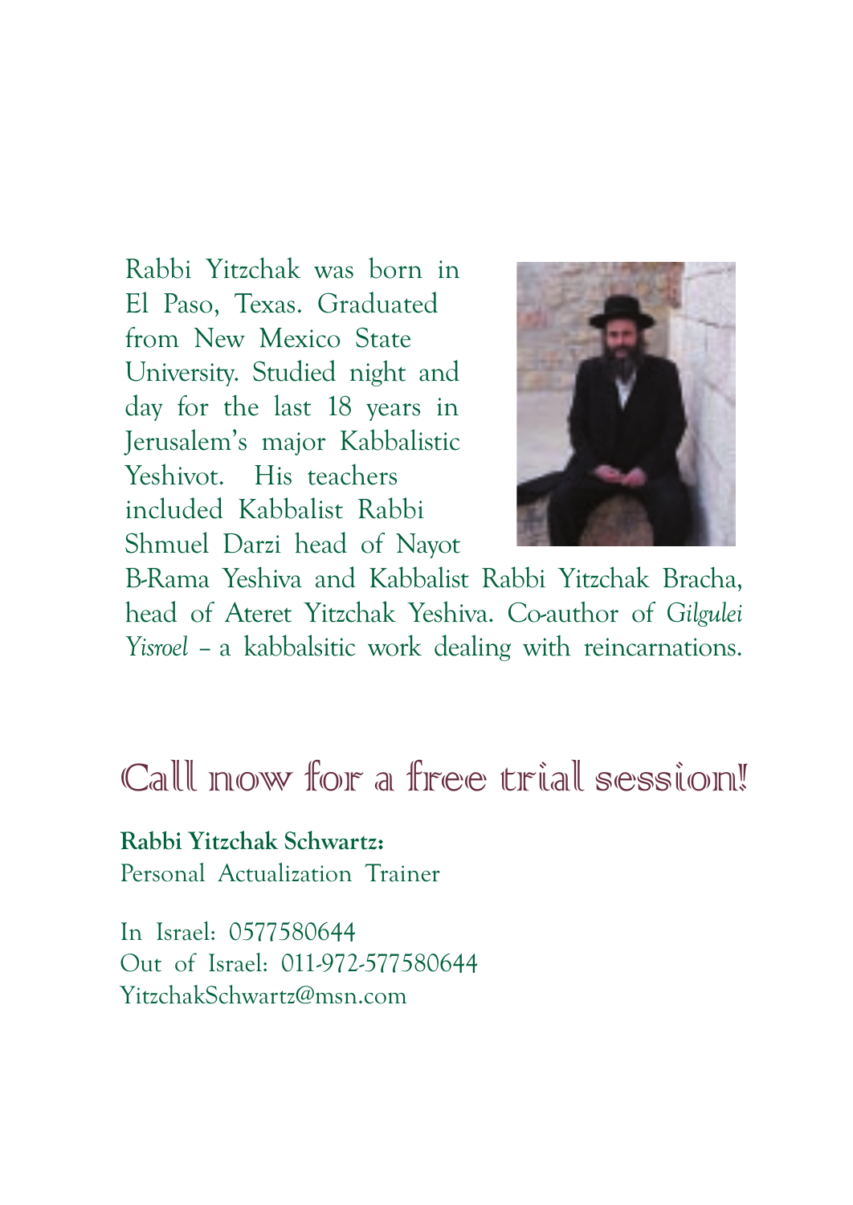Rabbi Yitzchak was born in El Paso, Texas. Graduated from New Mexico State University. Studied night and day for the last 18 years in Jerusalem's major Kabbalistic Yeshivot. His teachers included Kabbalist Rabbi Shmuel Darzi head of Nayot B-Rama Yeshiva and Kabbalist Rabbi Yitzchak Bracha, head of Ateret Yitzchak Yeshiva. Co-author of *Gilgulei Yisroel* – a kabbalsitic work dealing with reincarnations.

## Call now for a free trial session!

**Rabbi Yitzchak Schwartz:**
Personal Actualization Trainer

In Israel: 0577580644
Out of Israel: 011-972-577580644
YitzchakSchwartz@msn.com